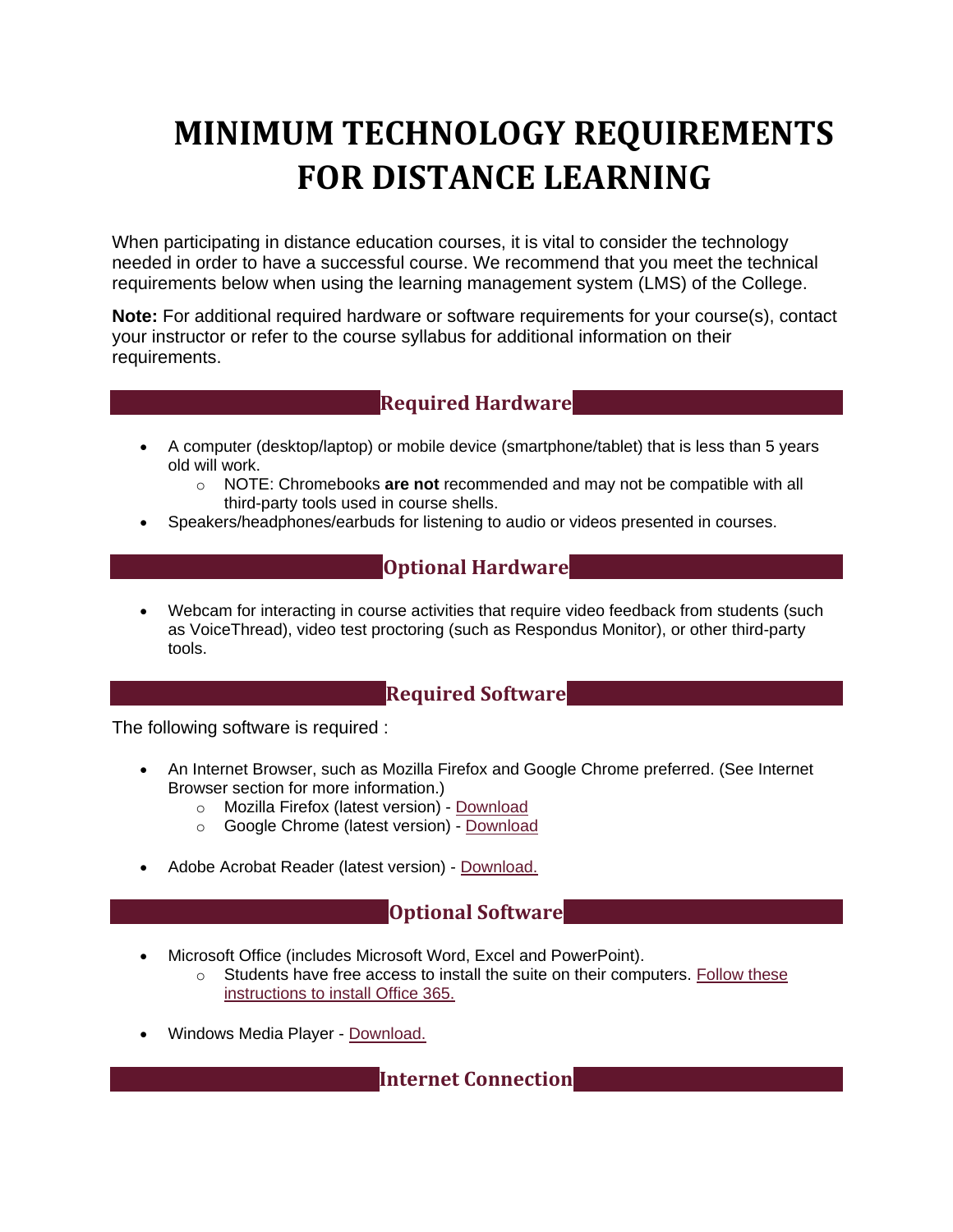# MINIMUM TECHNOLOGY REQUIREMENTS FOR DISTANCE LEARNING

When participating in distance education courses, it is vital to consider the technology needed in order to have a successful course. We recommend that you meet the technical requirements below when using the learning management system (LMS) of the College.

**Note:** For additional required hardware or software requirements for your course(s), contact your instructor or refer to the course syllabus for additional information on their requirements.

## Required Hardware

- A computer (desktop/laptop) or mobile device (smartphone/tablet) that is less than 5 years old will work.
  - NOTE: Chromebooks **are not** recommended and may not be compatible with all third-party tools used in course shells.
- Speakers/headphones/earbuds for listening to audio or videos presented in courses.

## Optional Hardware

- Webcam for interacting in course activities that require video feedback from students (such as VoiceThread), video test proctoring (such as Respondus Monitor), or other third-party tools.

## Required Software

The following software is required :

- An Internet Browser, such as Mozilla Firefox and Google Chrome preferred. (See Internet Browser section for more information.)
  - Mozilla Firefox (latest version) - Download
  - Google Chrome (latest version) - Download
- Adobe Acrobat Reader (latest version) - Download.

## Optional Software

- Microsoft Office (includes Microsoft Word, Excel and PowerPoint).
  - Students have free access to install the suite on their computers. Follow these instructions to install Office 365.
- Windows Media Player - Download.

## Internet Connection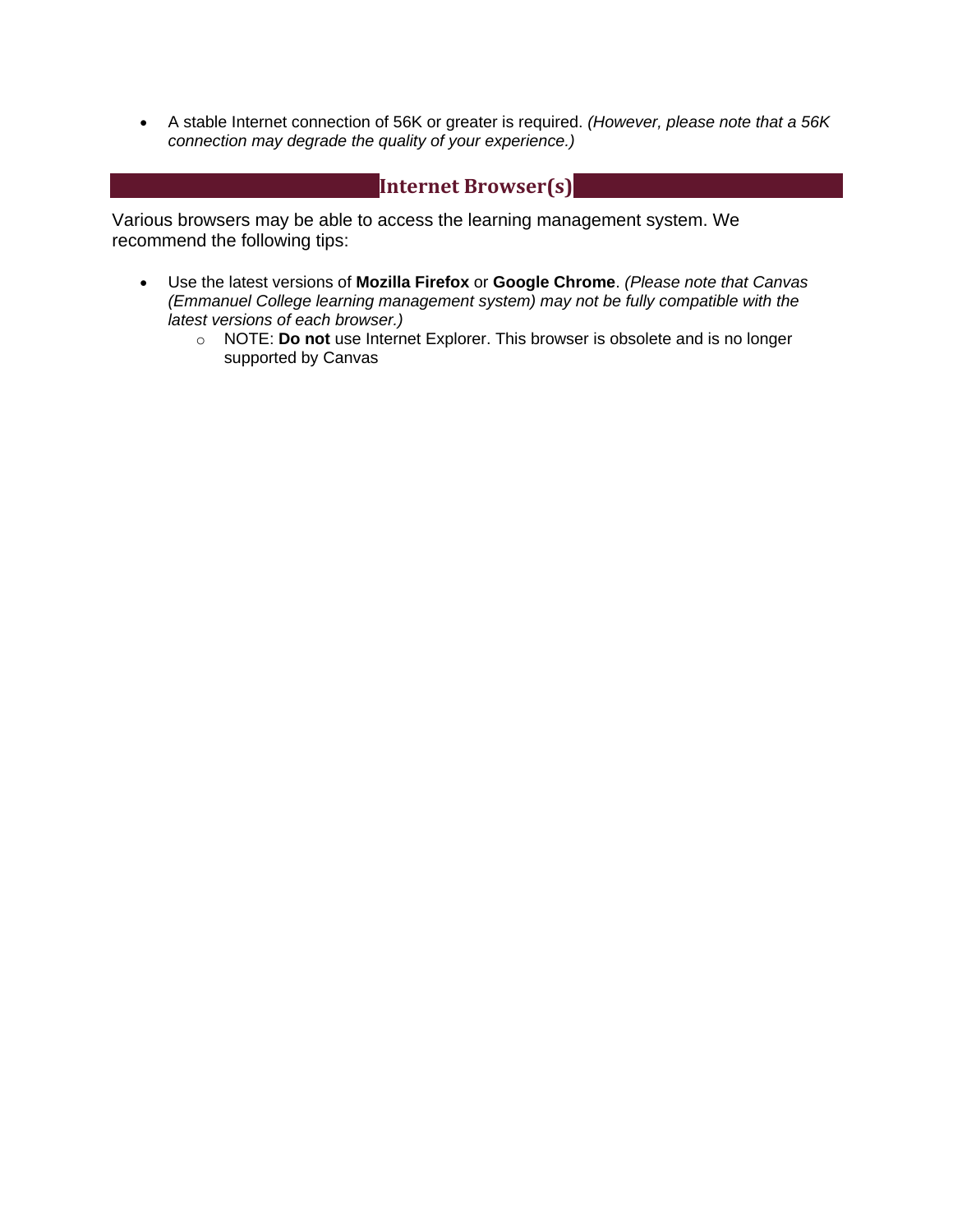- A stable Internet connection of 56K or greater is required. *(However, please note that a 56K connection may degrade the quality of your experience.)*

## Internet Browser(s)

Various browsers may be able to access the learning management system. We recommend the following tips:

- Use the latest versions of **Mozilla Firefox** or **Google Chrome**. *(Please note that Canvas (Emmanuel College learning management system) may not be fully compatible with the latest versions of each browser.)*
  - NOTE: **Do not** use Internet Explorer. This browser is obsolete and is no longer supported by Canvas